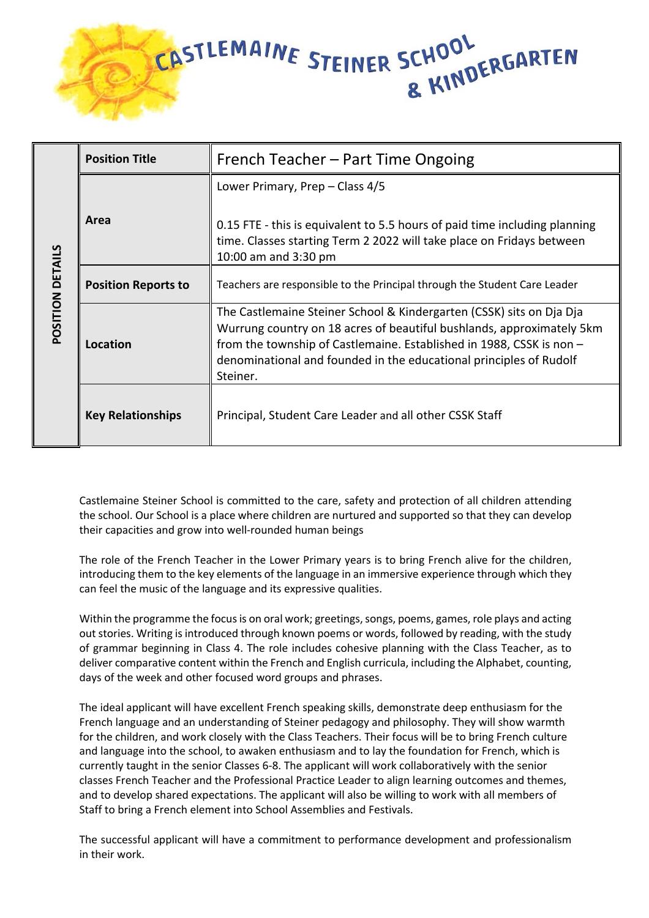# CASTLEMAINE STEINER SCHOOL & KINDERGARTEN

| POSITION DETAILS | | |
|---|---|---|
| | **Position Title** | French Teacher – Part Time Ongoing |
| | **Area** | Lower Primary, Prep – Class 4/5<br><br>0.15 FTE - this is equivalent to 5.5 hours of paid time including planning time. Classes starting Term 2 2022 will take place on Fridays between 10:00 am and 3:30 pm |
| | **Position Reports to** | Teachers are responsible to the Principal through the Student Care Leader |
| | **Location** | The Castlemaine Steiner School & Kindergarten (CSSK) sits on Dja Dja Wurrung country on 18 acres of beautiful bushlands, approximately 5km from the township of Castlemaine. Established in 1988, CSSK is non – denominational and founded in the educational principles of Rudolf Steiner. |
| | **Key Relationships** | Principal, Student Care Leader and all other CSSK Staff |

Castlemaine Steiner School is committed to the care, safety and protection of all children attending the school. Our School is a place where children are nurtured and supported so that they can develop their capacities and grow into well-rounded human beings

The role of the French Teacher in the Lower Primary years is to bring French alive for the children, introducing them to the key elements of the language in an immersive experience through which they can feel the music of the language and its expressive qualities.

Within the programme the focus is on oral work; greetings, songs, poems, games, role plays and acting out stories. Writing is introduced through known poems or words, followed by reading, with the study of grammar beginning in Class 4. The role includes cohesive planning with the Class Teacher, as to deliver comparative content within the French and English curricula, including the Alphabet, counting, days of the week and other focused word groups and phrases.

The ideal applicant will have excellent French speaking skills, demonstrate deep enthusiasm for the French language and an understanding of Steiner pedagogy and philosophy. They will show warmth for the children, and work closely with the Class Teachers. Their focus will be to bring French culture and language into the school, to awaken enthusiasm and to lay the foundation for French, which is currently taught in the senior Classes 6-8. The applicant will work collaboratively with the senior classes French Teacher and the Professional Practice Leader to align learning outcomes and themes, and to develop shared expectations. The applicant will also be willing to work with all members of Staff to bring a French element into School Assemblies and Festivals.

The successful applicant will have a commitment to performance development and professionalism in their work.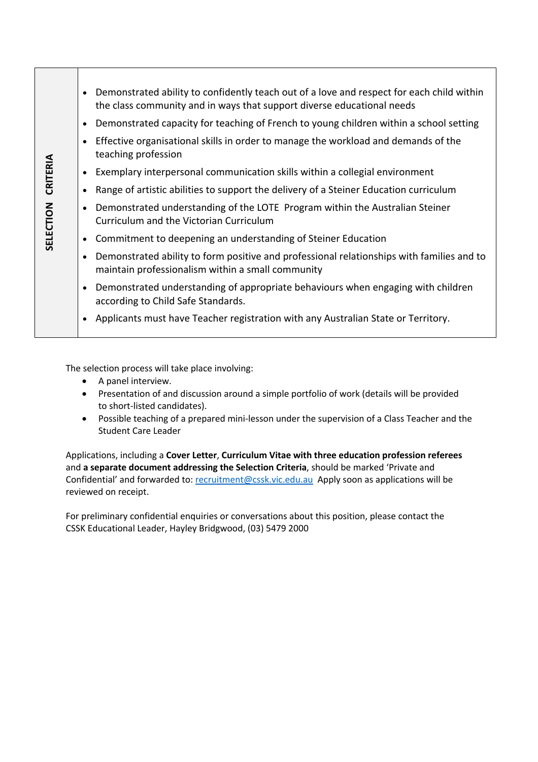| SELECTION CRITERIA | |
|---|---|
| | • Demonstrated ability to confidently teach out of a love and respect for each child within the class community and in ways that support diverse educational needs<br>• Demonstrated capacity for teaching of French to young children within a school setting<br>• Effective organisational skills in order to manage the workload and demands of the teaching profession<br>• Exemplary interpersonal communication skills within a collegial environment<br>• Range of artistic abilities to support the delivery of a Steiner Education curriculum<br>• Demonstrated understanding of the LOTE Program within the Australian Steiner Curriculum and the Victorian Curriculum<br>• Commitment to deepening an understanding of Steiner Education<br>• Demonstrated ability to form positive and professional relationships with families and to maintain professionalism within a small community<br>• Demonstrated understanding of appropriate behaviours when engaging with children according to Child Safe Standards.<br>• Applicants must have Teacher registration with any Australian State or Territory. |

The selection process will take place involving:

- A panel interview.
- Presentation of and discussion around a simple portfolio of work (details will be provided to short-listed candidates).
- Possible teaching of a prepared mini-lesson under the supervision of a Class Teacher and the Student Care Leader

Applications, including a **Cover Letter**, **Curriculum Vitae with three education profession referees** and **a separate document addressing the Selection Criteria**, should be marked 'Private and Confidential' and forwarded to: recruitment@cssk.vic.edu.au Apply soon as applications will be reviewed on receipt.

For preliminary confidential enquiries or conversations about this position, please contact the CSSK Educational Leader, Hayley Bridgwood, (03) 5479 2000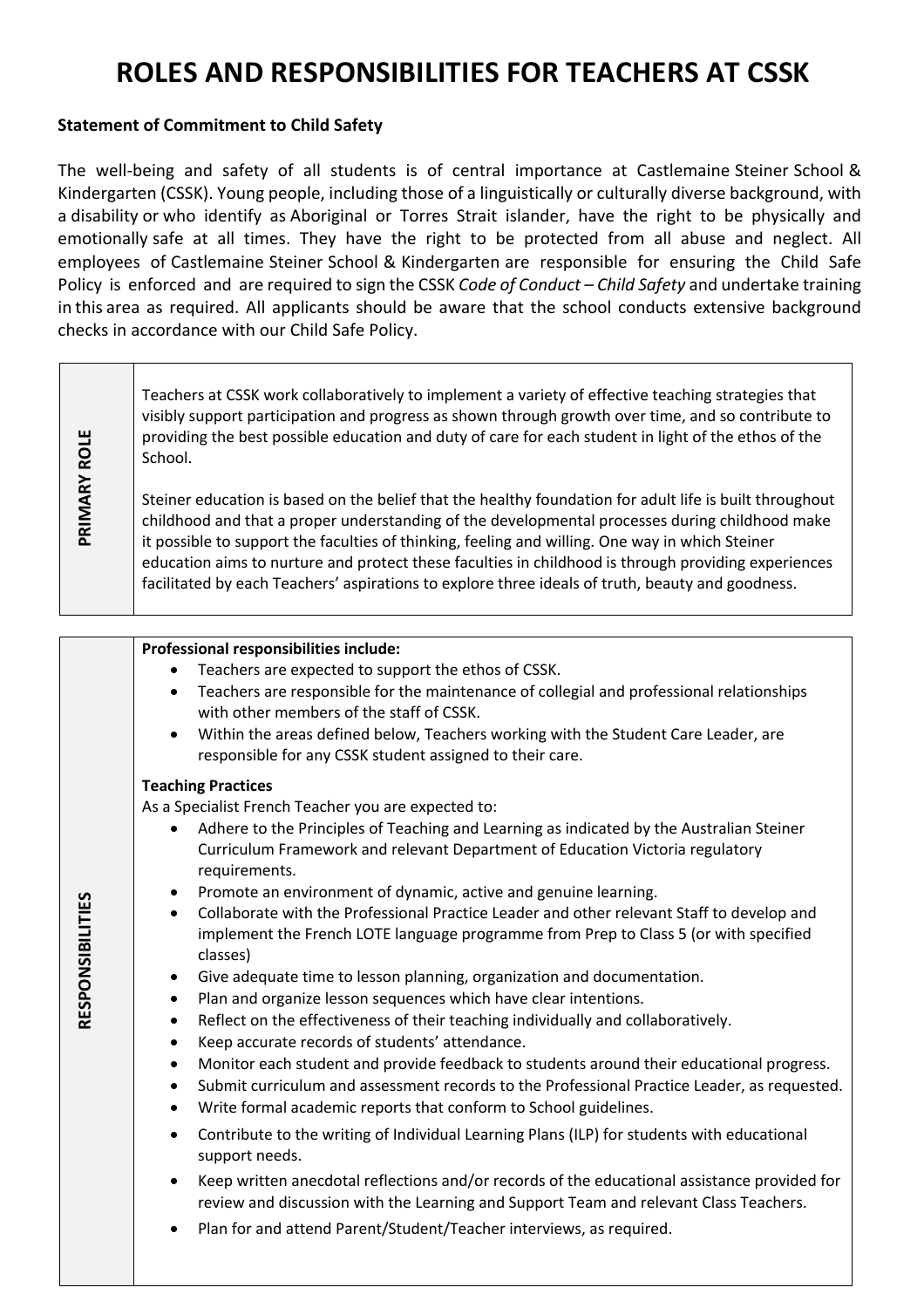# ROLES AND RESPONSIBILITIES FOR TEACHERS AT CSSK

**Statement of Commitment to Child Safety**

The well-being and safety of all students is of central importance at Castlemaine Steiner School & Kindergarten (CSSK). Young people, including those of a linguistically or culturally diverse background, with a disability or who identify as Aboriginal or Torres Strait islander, have the right to be physically and emotionally safe at all times. They have the right to be protected from all abuse and neglect. All employees of Castlemaine Steiner School & Kindergarten are responsible for ensuring the Child Safe Policy is enforced and are required to sign the CSSK *Code of Conduct – Child Safety* and undertake training in this area as required. All applicants should be aware that the school conducts extensive background checks in accordance with our Child Safe Policy.

## PRIMARY ROLE

Teachers at CSSK work collaboratively to implement a variety of effective teaching strategies that visibly support participation and progress as shown through growth over time, and so contribute to providing the best possible education and duty of care for each student in light of the ethos of the School.

Steiner education is based on the belief that the healthy foundation for adult life is built throughout childhood and that a proper understanding of the developmental processes during childhood make it possible to support the faculties of thinking, feeling and willing. One way in which Steiner education aims to nurture and protect these faculties in childhood is through providing experiences facilitated by each Teachers' aspirations to explore three ideals of truth, beauty and goodness.

## RESPONSIBILITIES

**Professional responsibilities include:**

- Teachers are expected to support the ethos of CSSK.
- Teachers are responsible for the maintenance of collegial and professional relationships with other members of the staff of CSSK.
- Within the areas defined below, Teachers working with the Student Care Leader, are responsible for any CSSK student assigned to their care.

**Teaching Practices**

As a Specialist French Teacher you are expected to:

- Adhere to the Principles of Teaching and Learning as indicated by the Australian Steiner Curriculum Framework and relevant Department of Education Victoria regulatory requirements.
- Promote an environment of dynamic, active and genuine learning.
- Collaborate with the Professional Practice Leader and other relevant Staff to develop and implement the French LOTE language programme from Prep to Class 5 (or with specified classes)
- Give adequate time to lesson planning, organization and documentation.
- Plan and organize lesson sequences which have clear intentions.
- Reflect on the effectiveness of their teaching individually and collaboratively.
- Keep accurate records of students' attendance.
- Monitor each student and provide feedback to students around their educational progress.
- Submit curriculum and assessment records to the Professional Practice Leader, as requested.
- Write formal academic reports that conform to School guidelines.
- Contribute to the writing of Individual Learning Plans (ILP) for students with educational support needs.
- Keep written anecdotal reflections and/or records of the educational assistance provided for review and discussion with the Learning and Support Team and relevant Class Teachers.
- Plan for and attend Parent/Student/Teacher interviews, as required.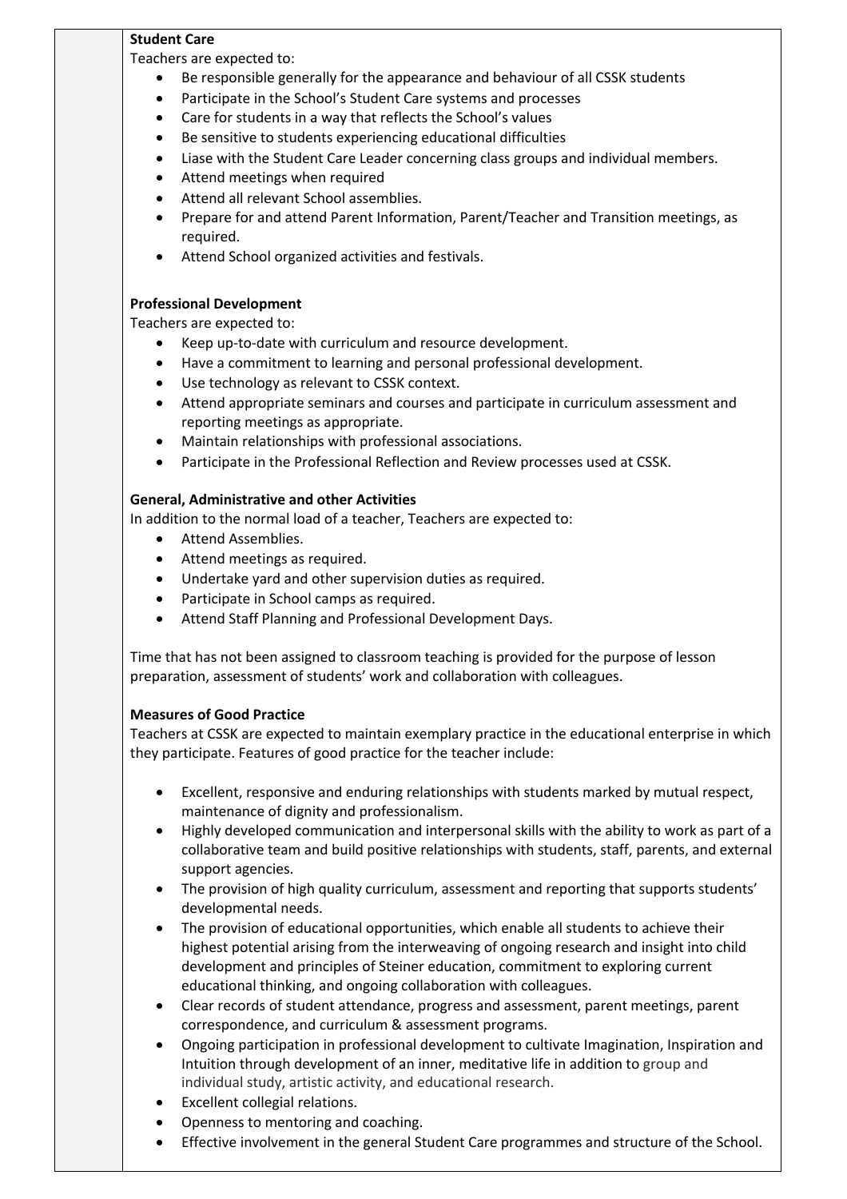**Student Care**

Teachers are expected to:

- Be responsible generally for the appearance and behaviour of all CSSK students
- Participate in the School's Student Care systems and processes
- Care for students in a way that reflects the School's values
- Be sensitive to students experiencing educational difficulties
- Liase with the Student Care Leader concerning class groups and individual members.
- Attend meetings when required
- Attend all relevant School assemblies.
- Prepare for and attend Parent Information, Parent/Teacher and Transition meetings, as required.
- Attend School organized activities and festivals.

**Professional Development**

Teachers are expected to:

- Keep up-to-date with curriculum and resource development.
- Have a commitment to learning and personal professional development.
- Use technology as relevant to CSSK context.
- Attend appropriate seminars and courses and participate in curriculum assessment and reporting meetings as appropriate.
- Maintain relationships with professional associations.
- Participate in the Professional Reflection and Review processes used at CSSK.

**General, Administrative and other Activities**

In addition to the normal load of a teacher, Teachers are expected to:

- Attend Assemblies.
- Attend meetings as required.
- Undertake yard and other supervision duties as required.
- Participate in School camps as required.
- Attend Staff Planning and Professional Development Days.

Time that has not been assigned to classroom teaching is provided for the purpose of lesson preparation, assessment of students' work and collaboration with colleagues.

**Measures of Good Practice**

Teachers at CSSK are expected to maintain exemplary practice in the educational enterprise in which they participate. Features of good practice for the teacher include:

- Excellent, responsive and enduring relationships with students marked by mutual respect, maintenance of dignity and professionalism.
- Highly developed communication and interpersonal skills with the ability to work as part of a collaborative team and build positive relationships with students, staff, parents, and external support agencies.
- The provision of high quality curriculum, assessment and reporting that supports students' developmental needs.
- The provision of educational opportunities, which enable all students to achieve their highest potential arising from the interweaving of ongoing research and insight into child development and principles of Steiner education, commitment to exploring current educational thinking, and ongoing collaboration with colleagues.
- Clear records of student attendance, progress and assessment, parent meetings, parent correspondence, and curriculum & assessment programs.
- Ongoing participation in professional development to cultivate Imagination, Inspiration and Intuition through development of an inner, meditative life in addition to group and individual study, artistic activity, and educational research.
- Excellent collegial relations.
- Openness to mentoring and coaching.
- Effective involvement in the general Student Care programmes and structure of the School.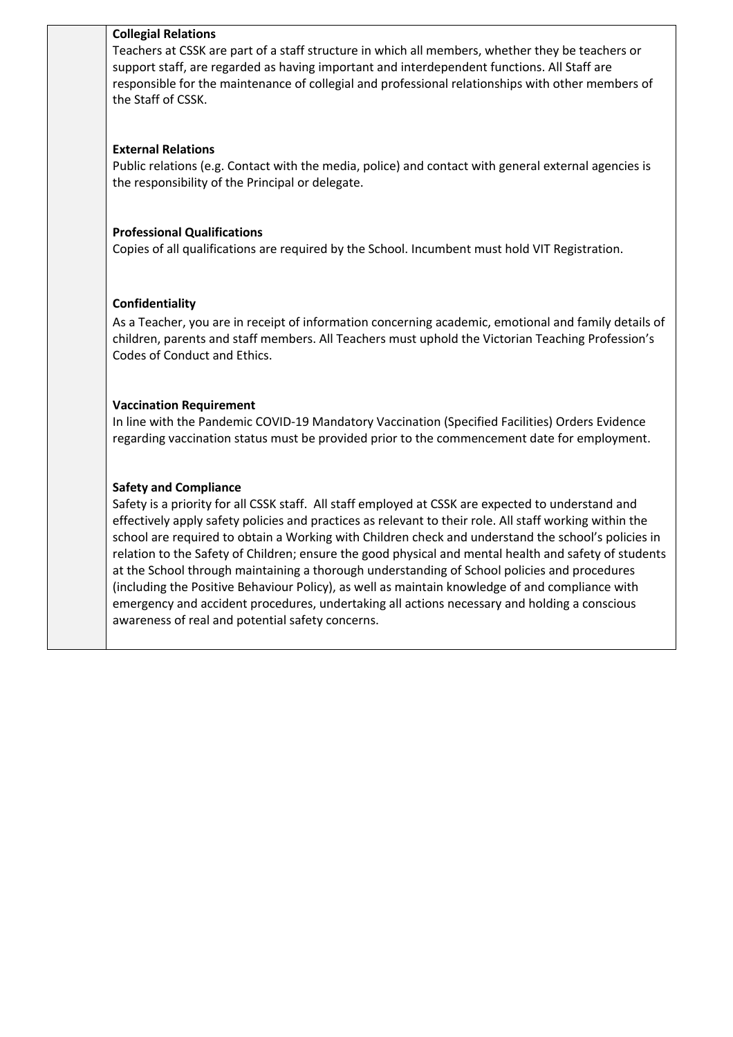**Collegial Relations**

Teachers at CSSK are part of a staff structure in which all members, whether they be teachers or support staff, are regarded as having important and interdependent functions. All Staff are responsible for the maintenance of collegial and professional relationships with other members of the Staff of CSSK.

**External Relations**

Public relations (e.g. Contact with the media, police) and contact with general external agencies is the responsibility of the Principal or delegate.

**Professional Qualifications**

Copies of all qualifications are required by the School. Incumbent must hold VIT Registration.

**Confidentiality**

As a Teacher, you are in receipt of information concerning academic, emotional and family details of children, parents and staff members. All Teachers must uphold the Victorian Teaching Profession's Codes of Conduct and Ethics.

**Vaccination Requirement**

In line with the Pandemic COVID-19 Mandatory Vaccination (Specified Facilities) Orders Evidence regarding vaccination status must be provided prior to the commencement date for employment.

**Safety and Compliance**

Safety is a priority for all CSSK staff. All staff employed at CSSK are expected to understand and effectively apply safety policies and practices as relevant to their role. All staff working within the school are required to obtain a Working with Children check and understand the school's policies in relation to the Safety of Children; ensure the good physical and mental health and safety of students at the School through maintaining a thorough understanding of School policies and procedures (including the Positive Behaviour Policy), as well as maintain knowledge of and compliance with emergency and accident procedures, undertaking all actions necessary and holding a conscious awareness of real and potential safety concerns.